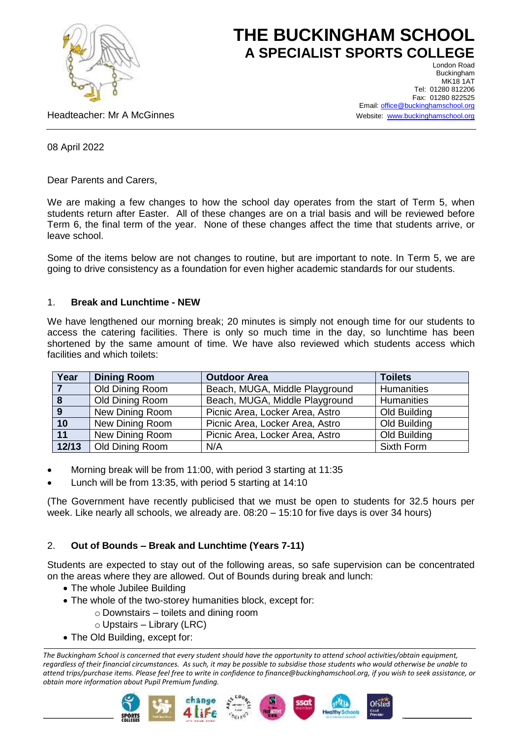# THE BUCKINGHAM SCHOOL
## A SPECIALIST SPORTS COLLEGE

London Road
Buckingham
MK18 1AT
Tel: 01280 812206
Fax: 01280 822525
Email: office@buckinghamschool.org
Website: www.buckinghamschool.org

Headteacher: Mr A McGinnes

08 April 2022

Dear Parents and Carers,

We are making a few changes to how the school day operates from the start of Term 5, when students return after Easter. All of these changes are on a trial basis and will be reviewed before Term 6, the final term of the year. None of these changes affect the time that students arrive, or leave school.

Some of the items below are not changes to routine, but are important to note. In Term 5, we are going to drive consistency as a foundation for even higher academic standards for our students.

1. **Break and Lunchtime - NEW**

We have lengthened our morning break; 20 minutes is simply not enough time for our students to access the catering facilities. There is only so much time in the day, so lunchtime has been shortened by the same amount of time. We have also reviewed which students access which facilities and which toilets:

| Year | Dining Room | Outdoor Area | Toilets |
|---|---|---|---|
| 7 | Old Dining Room | Beach, MUGA, Middle Playground | Humanities |
| 8 | Old Dining Room | Beach, MUGA, Middle Playground | Humanities |
| 9 | New Dining Room | Picnic Area, Locker Area, Astro | Old Building |
| 10 | New Dining Room | Picnic Area, Locker Area, Astro | Old Building |
| 11 | New Dining Room | Picnic Area, Locker Area, Astro | Old Building |
| 12/13 | Old Dining Room | N/A | Sixth Form |

- Morning break will be from 11:00, with period 3 starting at 11:35
- Lunch will be from 13:35, with period 5 starting at 14:10

(The Government have recently publicised that we must be open to students for 32.5 hours per week. Like nearly all schools, we already are. 08:20 – 15:10 for five days is over 34 hours)

2. **Out of Bounds – Break and Lunchtime (Years 7-11)**

Students are expected to stay out of the following areas, so safe supervision can be concentrated on the areas where they are allowed. Out of Bounds during break and lunch:

- The whole Jubilee Building
- The whole of the two-storey humanities block, except for:
  - Downstairs – toilets and dining room
  - Upstairs – Library (LRC)
- The Old Building, except for:

*The Buckingham School is concerned that every student should have the opportunity to attend school activities/obtain equipment, regardless of their financial circumstances. As such, it may be possible to subsidise those students who would otherwise be unable to attend trips/purchase items. Please feel free to write in confidence to finance@buckinghamschool.org, if you wish to seek assistance, or obtain more information about Pupil Premium funding.*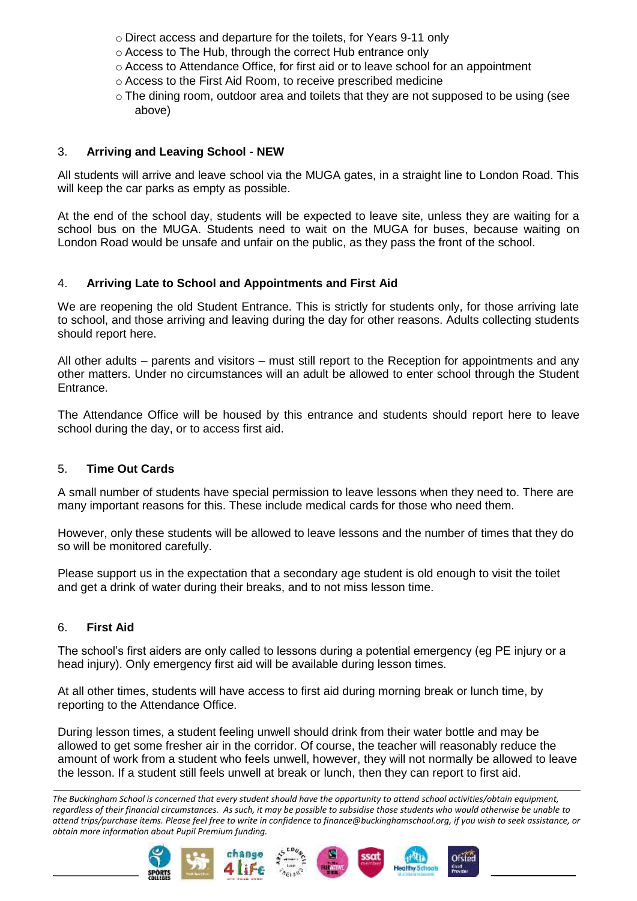- Direct access and departure for the toilets, for Years 9-11 only
- Access to The Hub, through the correct Hub entrance only
- Access to Attendance Office, for first aid or to leave school for an appointment
- Access to the First Aid Room, to receive prescribed medicine
- The dining room, outdoor area and toilets that they are not supposed to be using (see above)

## 3. Arriving and Leaving School - NEW

All students will arrive and leave school via the MUGA gates, in a straight line to London Road. This will keep the car parks as empty as possible.

At the end of the school day, students will be expected to leave site, unless they are waiting for a school bus on the MUGA. Students need to wait on the MUGA for buses, because waiting on London Road would be unsafe and unfair on the public, as they pass the front of the school.

## 4. Arriving Late to School and Appointments and First Aid

We are reopening the old Student Entrance. This is strictly for students only, for those arriving late to school, and those arriving and leaving during the day for other reasons. Adults collecting students should report here.

All other adults – parents and visitors – must still report to the Reception for appointments and any other matters. Under no circumstances will an adult be allowed to enter school through the Student Entrance.

The Attendance Office will be housed by this entrance and students should report here to leave school during the day, or to access first aid.

## 5. Time Out Cards

A small number of students have special permission to leave lessons when they need to. There are many important reasons for this. These include medical cards for those who need them.

However, only these students will be allowed to leave lessons and the number of times that they do so will be monitored carefully.

Please support us in the expectation that a secondary age student is old enough to visit the toilet and get a drink of water during their breaks, and to not miss lesson time.

## 6. First Aid

The school's first aiders are only called to lessons during a potential emergency (eg PE injury or a head injury). Only emergency first aid will be available during lesson times.

At all other times, students will have access to first aid during morning break or lunch time, by reporting to the Attendance Office.

During lesson times, a student feeling unwell should drink from their water bottle and may be allowed to get some fresher air in the corridor. Of course, the teacher will reasonably reduce the amount of work from a student who feels unwell, however, they will not normally be allowed to leave the lesson. If a student still feels unwell at break or lunch, then they can report to first aid.

*The Buckingham School is concerned that every student should have the opportunity to attend school activities/obtain equipment, regardless of their financial circumstances. As such, it may be possible to subsidise those students who would otherwise be unable to attend trips/purchase items. Please feel free to write in confidence to finance@buckinghamschool.org, if you wish to seek assistance, or obtain more information about Pupil Premium funding.*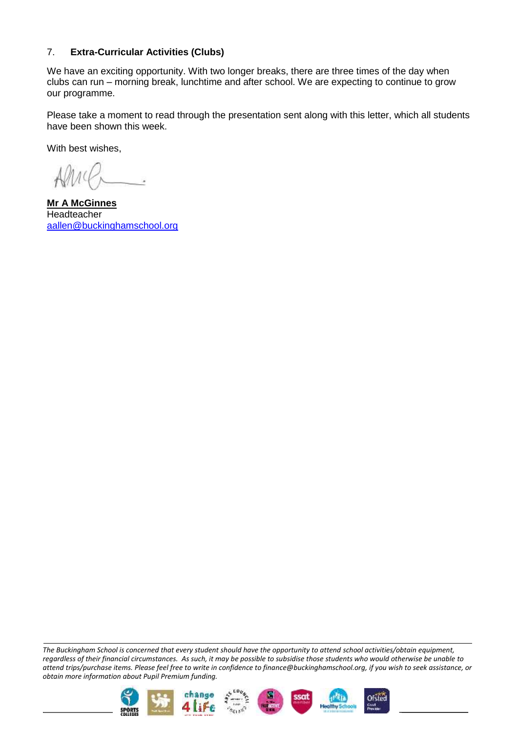7. **Extra-Curricular Activities (Clubs)**

We have an exciting opportunity. With two longer breaks, there are three times of the day when clubs can run – morning break, lunchtime and after school. We are expecting to continue to grow our programme.

Please take a moment to read through the presentation sent along with this letter, which all students have been shown this week.

With best wishes,

**Mr A McGinnes**
Headteacher
aallen@buckinghamschool.org

*The Buckingham School is concerned that every student should have the opportunity to attend school activities/obtain equipment, regardless of their financial circumstances. As such, it may be possible to subsidise those students who would otherwise be unable to attend trips/purchase items. Please feel free to write in confidence to finance@buckinghamschool.org, if you wish to seek assistance, or obtain more information about Pupil Premium funding.*